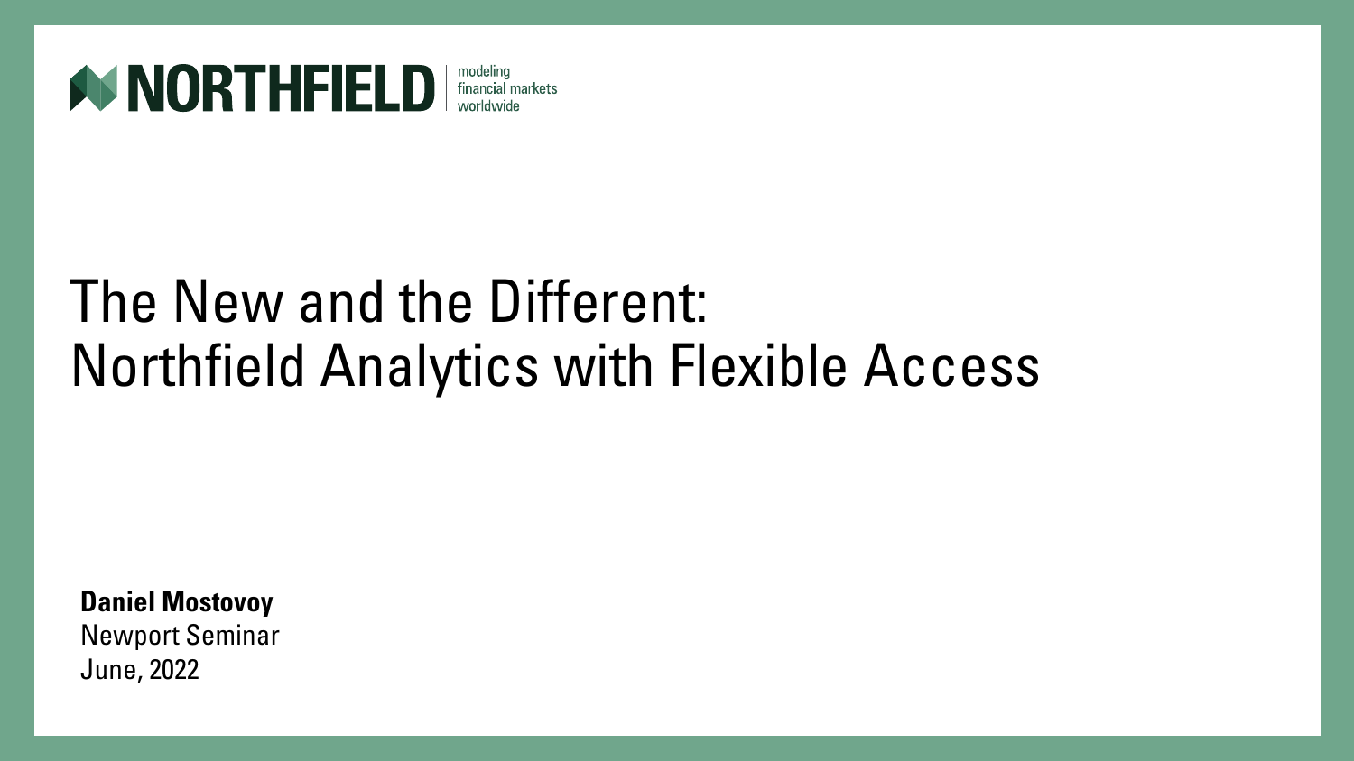NORTHFIELD | modeling financial markets worldwide

# The New and the Different: Northfield Analytics with Flexible Access

**Daniel Mostovoy**
Newport Seminar
June, 2022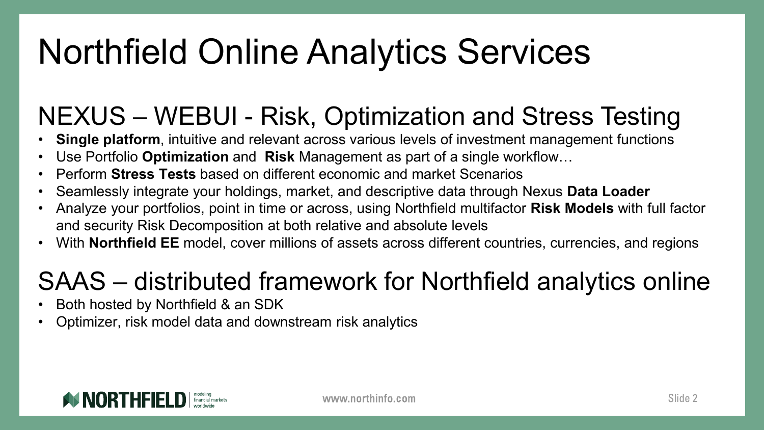# Northfield Online Analytics Services

## NEXUS – WEBUI - Risk, Optimization and Stress Testing

- **Single platform**, intuitive and relevant across various levels of investment management functions
- Use Portfolio **Optimization** and **Risk** Management as part of a single workflow…
- Perform **Stress Tests** based on different economic and market Scenarios
- Seamlessly integrate your holdings, market, and descriptive data through Nexus **Data Loader**
- Analyze your portfolios, point in time or across, using Northfield multifactor **Risk Models** with full factor and security Risk Decomposition at both relative and absolute levels
- With **Northfield EE** model, cover millions of assets across different countries, currencies, and regions

## SAAS – distributed framework for Northfield analytics online

- Both hosted by Northfield & an SDK
- Optimizer, risk model data and downstream risk analytics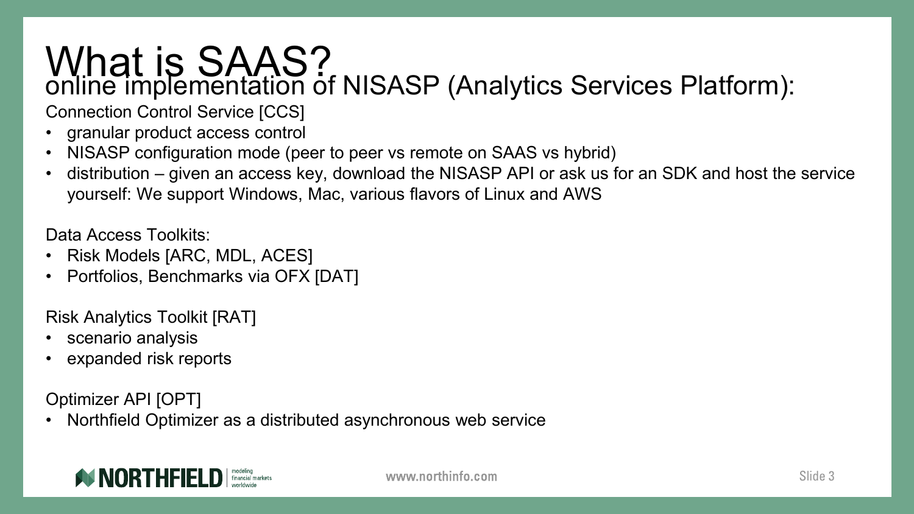# What is SAAS?

## online implementation of NISASP (Analytics Services Platform):

Connection Control Service [CCS]

- granular product access control
- NISASP configuration mode (peer to peer vs remote on SAAS vs hybrid)
- distribution – given an access key, download the NISASP API or ask us for an SDK and host the service yourself: We support Windows, Mac, various flavors of Linux and AWS

Data Access Toolkits:

- Risk Models [ARC, MDL, ACES]
- Portfolios, Benchmarks via OFX [DAT]

Risk Analytics Toolkit [RAT]

- scenario analysis
- expanded risk reports

Optimizer API [OPT]

- Northfield Optimizer as a distributed asynchronous web service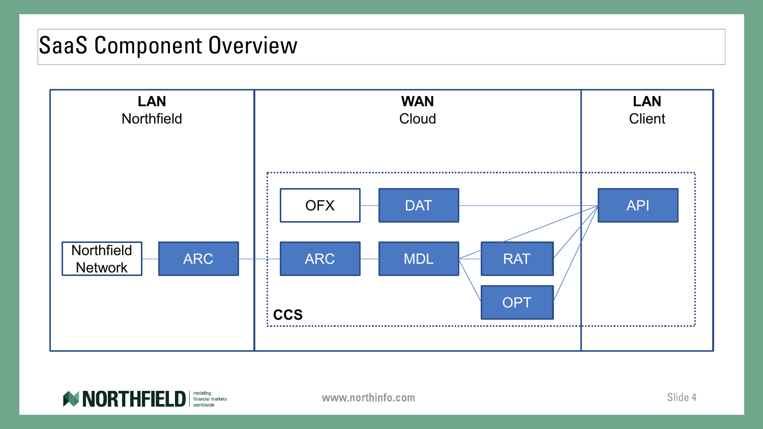# SaaS Component Overview

**LAN**
Northfield

Northfield Network — ARC

**WAN**
Cloud

OFX — DAT

ARC — MDL — RAT

OPT

**CCS**

**LAN**
Client

API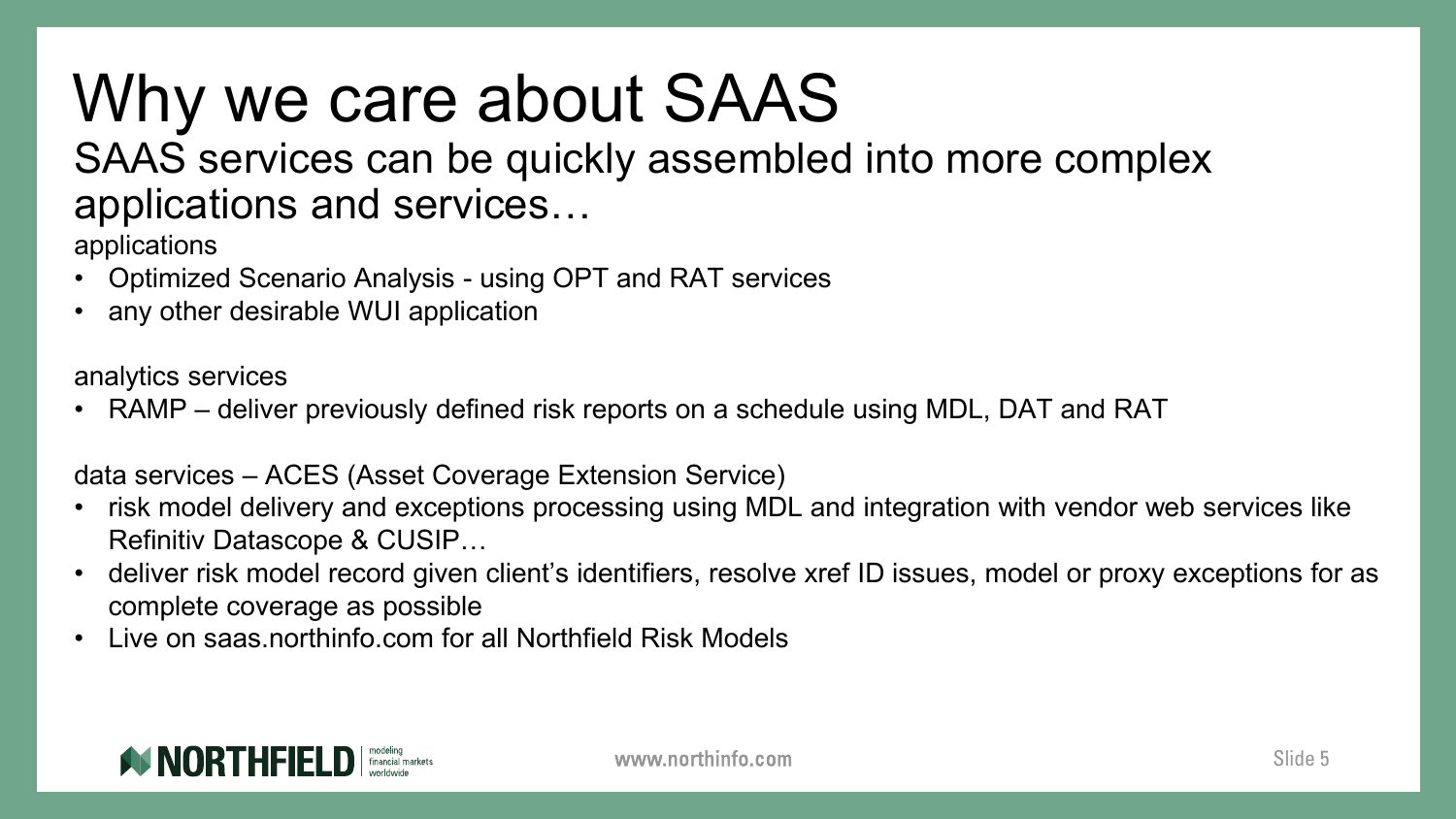# Why we care about SAAS

## SAAS services can be quickly assembled into more complex applications and services…

applications

- Optimized Scenario Analysis - using OPT and RAT services
- any other desirable WUI application

analytics services

- RAMP – deliver previously defined risk reports on a schedule using MDL, DAT and RAT

data services – ACES (Asset Coverage Extension Service)

- risk model delivery and exceptions processing using MDL and integration with vendor web services like Refinitiv Datascope & CUSIP…
- deliver risk model record given client's identifiers, resolve xref ID issues, model or proxy exceptions for as complete coverage as possible
- Live on saas.northinfo.com for all Northfield Risk Models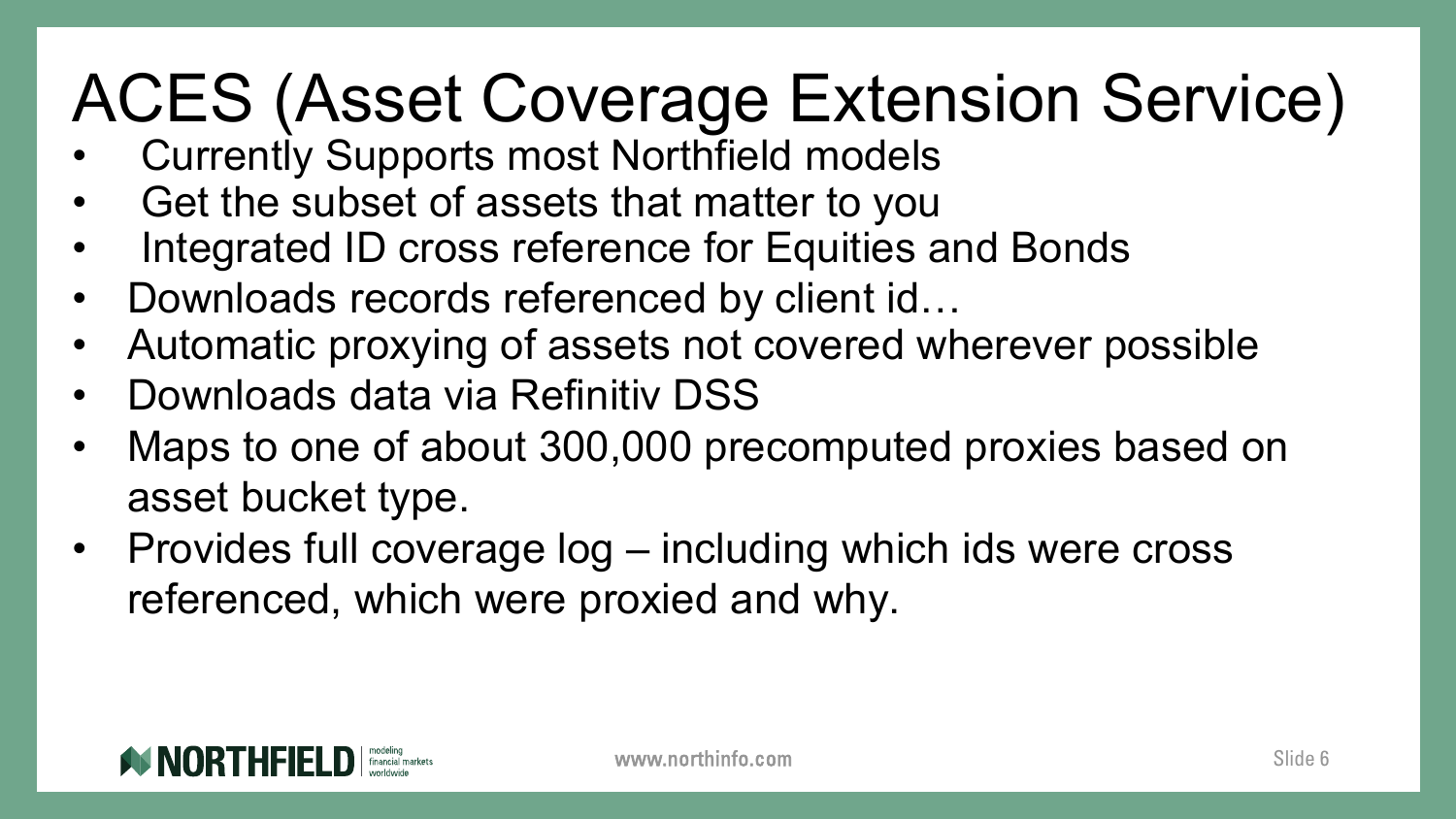# ACES (Asset Coverage Extension Service)

- Currently Supports most Northfield models
- Get the subset of assets that matter to you
- Integrated ID cross reference for Equities and Bonds
- Downloads records referenced by client id…
- Automatic proxying of assets not covered wherever possible
- Downloads data via Refinitiv DSS
- Maps to one of about 300,000 precomputed proxies based on asset bucket type.
- Provides full coverage log – including which ids were cross referenced, which were proxied and why.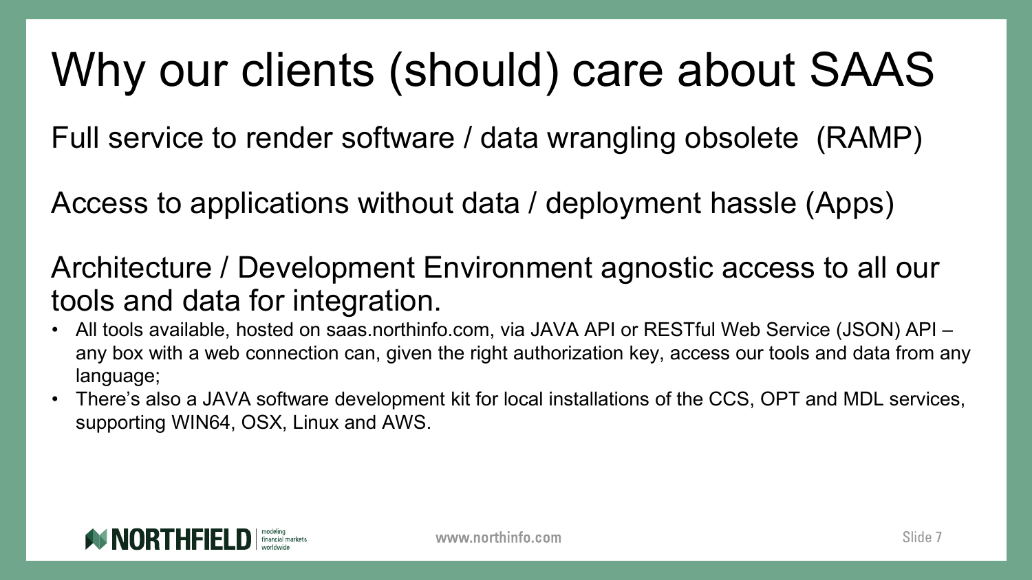# Why our clients (should) care about SAAS

Full service to render software / data wrangling obsolete (RAMP)

Access to applications without data / deployment hassle (Apps)

Architecture / Development Environment agnostic access to all our tools and data for integration.

- All tools available, hosted on saas.northinfo.com, via JAVA API or RESTful Web Service (JSON) API – any box with a web connection can, given the right authorization key, access our tools and data from any language;
- There's also a JAVA software development kit for local installations of the CCS, OPT and MDL services, supporting WIN64, OSX, Linux and AWS.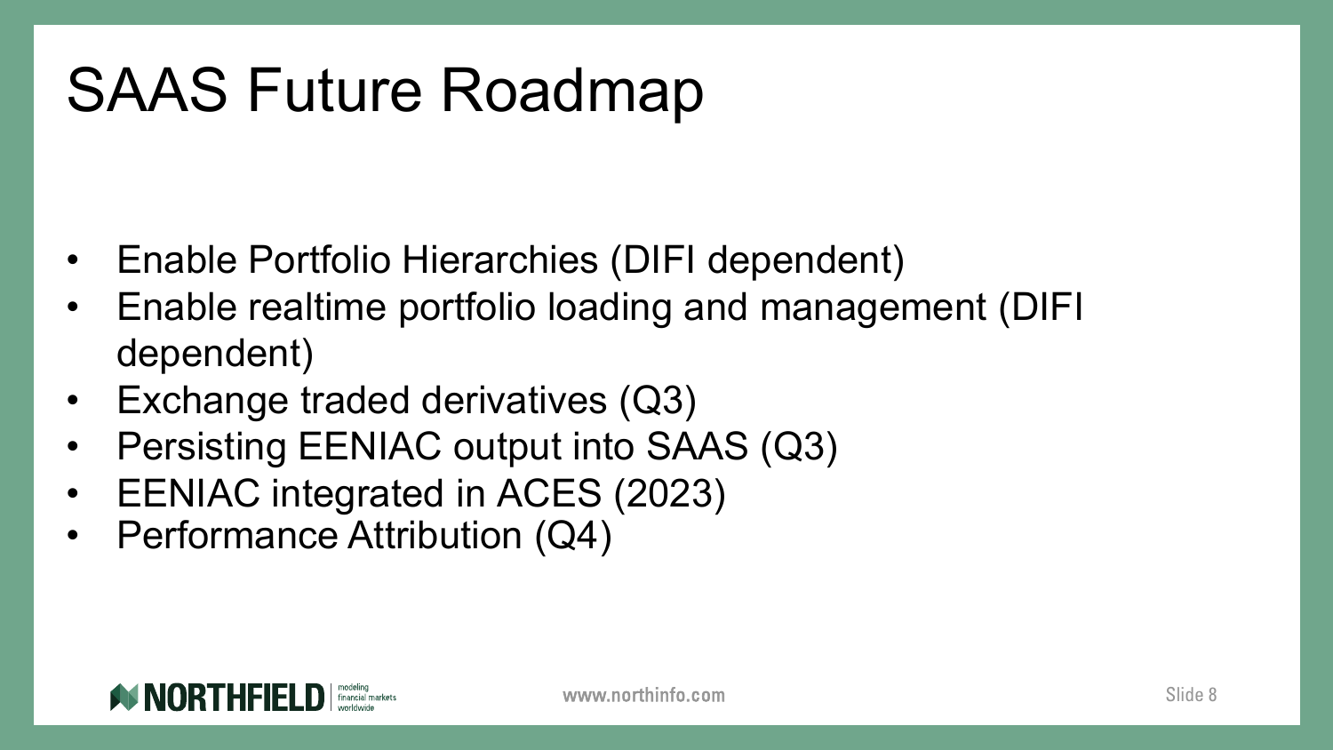# SAAS Future Roadmap

- Enable Portfolio Hierarchies (DIFI dependent)
- Enable realtime portfolio loading and management (DIFI dependent)
- Exchange traded derivatives (Q3)
- Persisting EENIAC output into SAAS (Q3)
- EENIAC integrated in ACES (2023)
- Performance Attribution (Q4)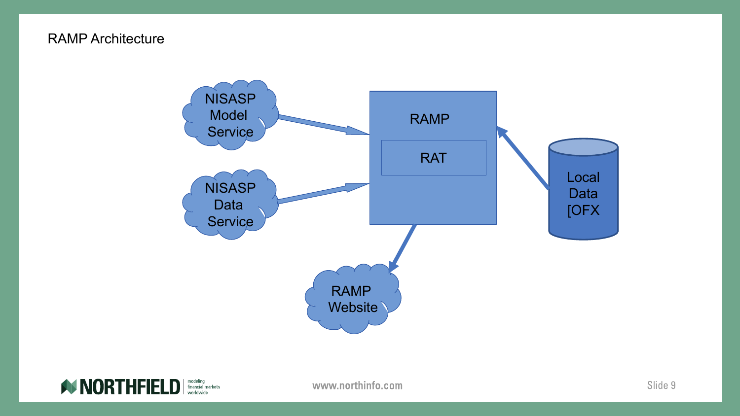# RAMP Architecture

NISASP Model Service

NISASP Data Service

RAMP

RAT

Local Data [OFX

RAMP Website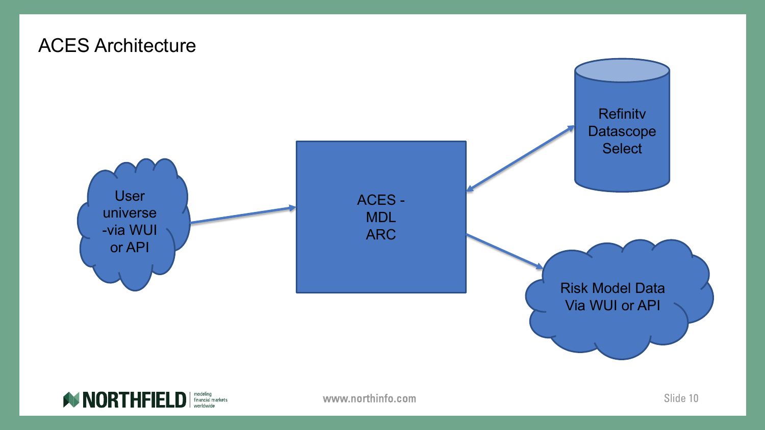# ACES Architecture

User universe -via WUI or API

ACES - MDL ARC

Refinitv Datascope Select

Risk Model Data Via WUI or API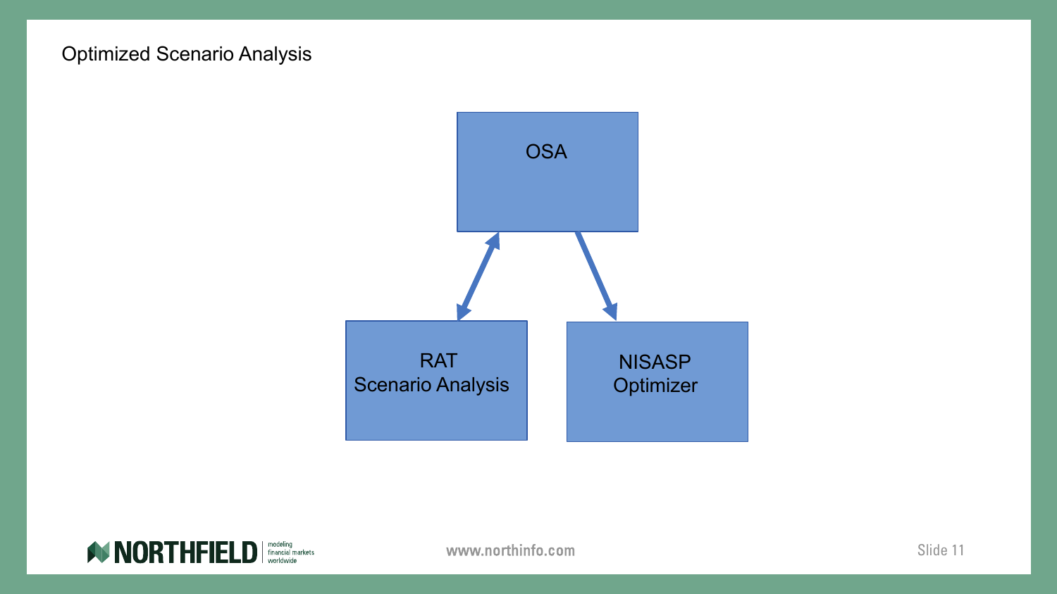# Optimized Scenario Analysis

OSA

RAT
Scenario Analysis

NISASP
Optimizer